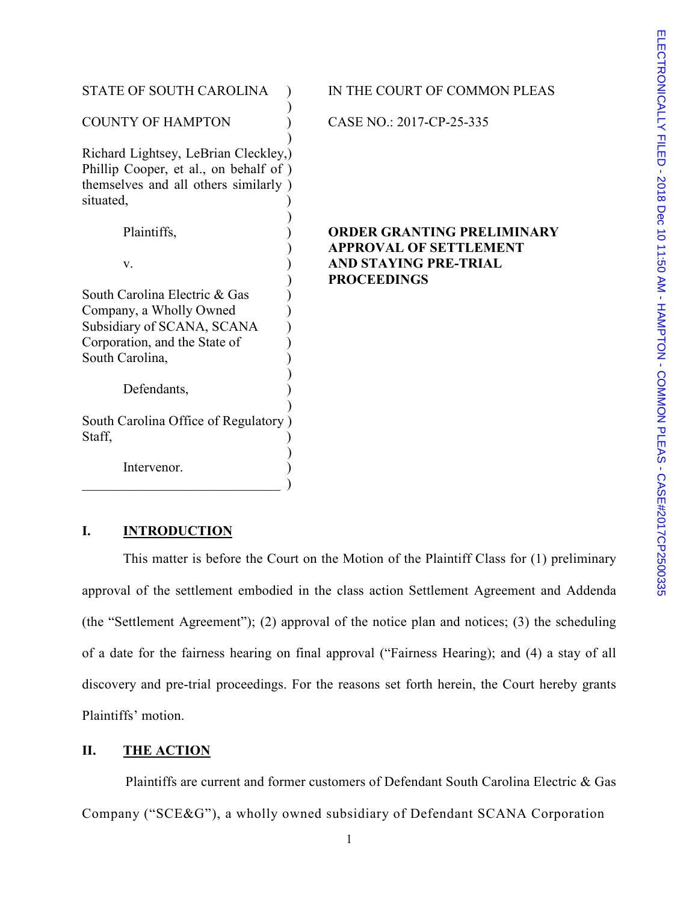STATE OF SOUTH CAROLINA

COUNTY OF HAMPTON

IN THE COURT OF COMMON PLEAS

CASE NO.: 2017-CP-25-335

Richard Lightsey, LeBrian Cleckley, Phillip Cooper, et al., on behalf of themselves and all others similarly situated,

Plaintiffs,

v.

South Carolina Electric & Gas Company, a Wholly Owned Subsidiary of SCANA, SCANA Corporation, and the State of South Carolina,

Defendants,

South Carolina Office of Regulatory Staff,

Intervenor.

**ORDER GRANTING PRELIMINARY APPROVAL OF SETTLEMENT AND STAYING PRE-TRIAL PROCEEDINGS**

## I. INTRODUCTION

This matter is before the Court on the Motion of the Plaintiff Class for (1) preliminary approval of the settlement embodied in the class action Settlement Agreement and Addenda (the "Settlement Agreement"); (2) approval of the notice plan and notices; (3) the scheduling of a date for the fairness hearing on final approval ("Fairness Hearing); and (4) a stay of all discovery and pre-trial proceedings. For the reasons set forth herein, the Court hereby grants Plaintiffs' motion.

## II. THE ACTION

Plaintiffs are current and former customers of Defendant South Carolina Electric & Gas Company ("SCE&G"), a wholly owned subsidiary of Defendant SCANA Corporation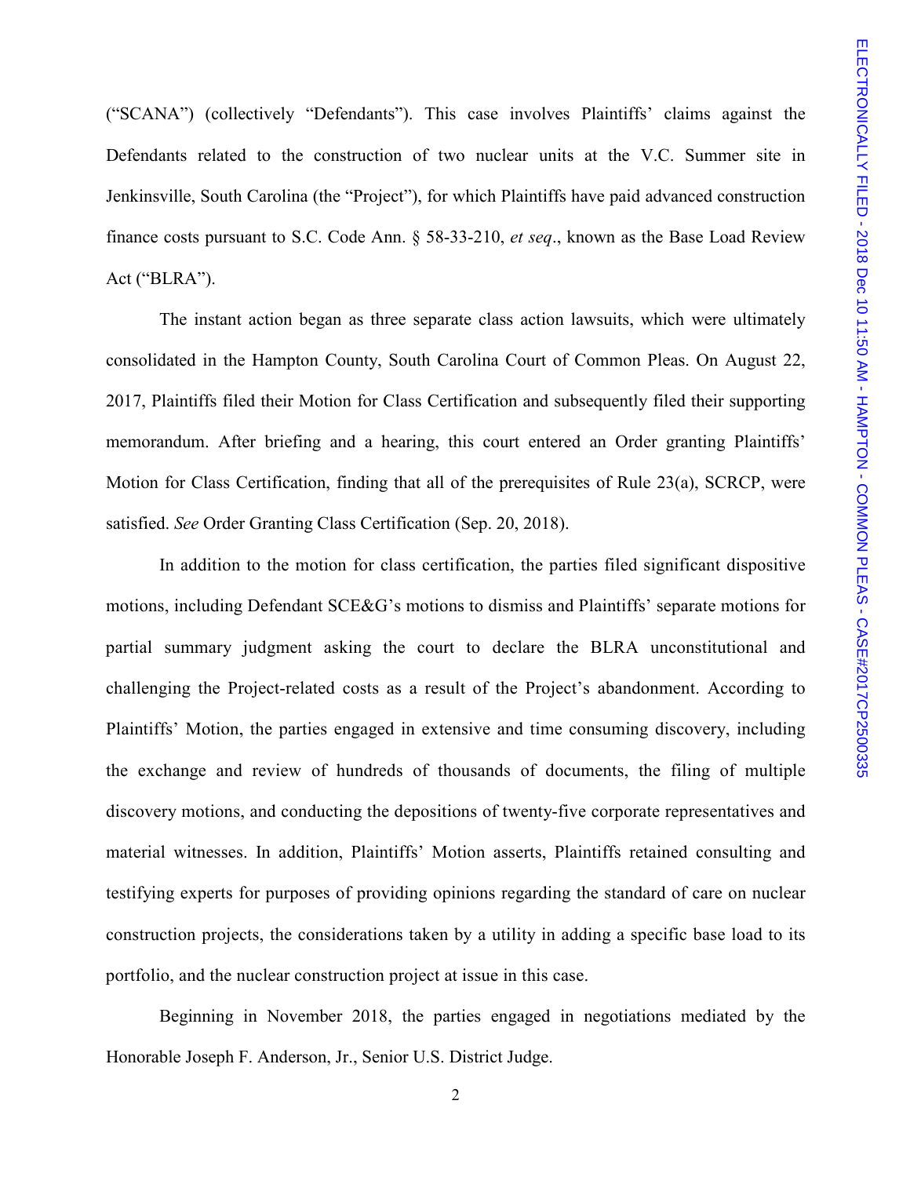("SCANA") (collectively "Defendants"). This case involves Plaintiffs' claims against the Defendants related to the construction of two nuclear units at the V.C. Summer site in Jenkinsville, South Carolina (the "Project"), for which Plaintiffs have paid advanced construction finance costs pursuant to S.C. Code Ann. § 58-33-210, *et seq*., known as the Base Load Review Act ("BLRA").

The instant action began as three separate class action lawsuits, which were ultimately consolidated in the Hampton County, South Carolina Court of Common Pleas. On August 22, 2017, Plaintiffs filed their Motion for Class Certification and subsequently filed their supporting memorandum. After briefing and a hearing, this court entered an Order granting Plaintiffs' Motion for Class Certification, finding that all of the prerequisites of Rule 23(a), SCRCP, were satisfied. *See* Order Granting Class Certification (Sep. 20, 2018).

In addition to the motion for class certification, the parties filed significant dispositive motions, including Defendant SCE&G's motions to dismiss and Plaintiffs' separate motions for partial summary judgment asking the court to declare the BLRA unconstitutional and challenging the Project-related costs as a result of the Project's abandonment. According to Plaintiffs' Motion, the parties engaged in extensive and time consuming discovery, including the exchange and review of hundreds of thousands of documents, the filing of multiple discovery motions, and conducting the depositions of twenty-five corporate representatives and material witnesses. In addition, Plaintiffs' Motion asserts, Plaintiffs retained consulting and testifying experts for purposes of providing opinions regarding the standard of care on nuclear construction projects, the considerations taken by a utility in adding a specific base load to its portfolio, and the nuclear construction project at issue in this case.

Beginning in November 2018, the parties engaged in negotiations mediated by the Honorable Joseph F. Anderson, Jr., Senior U.S. District Judge.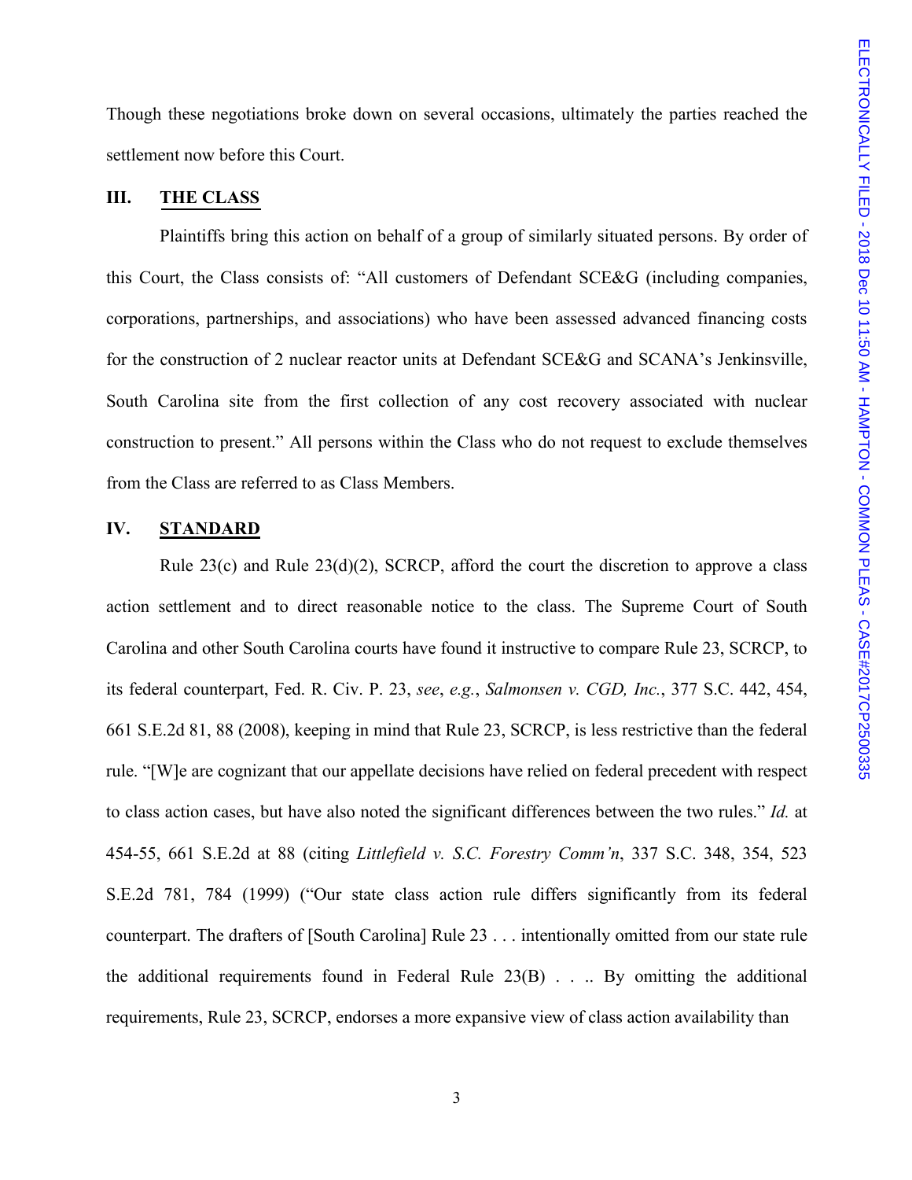Though these negotiations broke down on several occasions, ultimately the parties reached the settlement now before this Court.

## III. THE CLASS

Plaintiffs bring this action on behalf of a group of similarly situated persons. By order of this Court, the Class consists of: "All customers of Defendant SCE&G (including companies, corporations, partnerships, and associations) who have been assessed advanced financing costs for the construction of 2 nuclear reactor units at Defendant SCE&G and SCANA's Jenkinsville, South Carolina site from the first collection of any cost recovery associated with nuclear construction to present." All persons within the Class who do not request to exclude themselves from the Class are referred to as Class Members.

## IV. STANDARD

Rule 23(c) and Rule 23(d)(2), SCRCP, afford the court the discretion to approve a class action settlement and to direct reasonable notice to the class. The Supreme Court of South Carolina and other South Carolina courts have found it instructive to compare Rule 23, SCRCP, to its federal counterpart, Fed. R. Civ. P. 23, *see*, *e.g.*, *Salmonsen v. CGD, Inc.*, 377 S.C. 442, 454, 661 S.E.2d 81, 88 (2008), keeping in mind that Rule 23, SCRCP, is less restrictive than the federal rule. "[W]e are cognizant that our appellate decisions have relied on federal precedent with respect to class action cases, but have also noted the significant differences between the two rules." *Id.* at 454-55, 661 S.E.2d at 88 (citing *Littlefield v. S.C. Forestry Comm'n*, 337 S.C. 348, 354, 523 S.E.2d 781, 784 (1999) ("Our state class action rule differs significantly from its federal counterpart. The drafters of [South Carolina] Rule 23 . . . intentionally omitted from our state rule the additional requirements found in Federal Rule 23(B) . . .. By omitting the additional requirements, Rule 23, SCRCP, endorses a more expansive view of class action availability than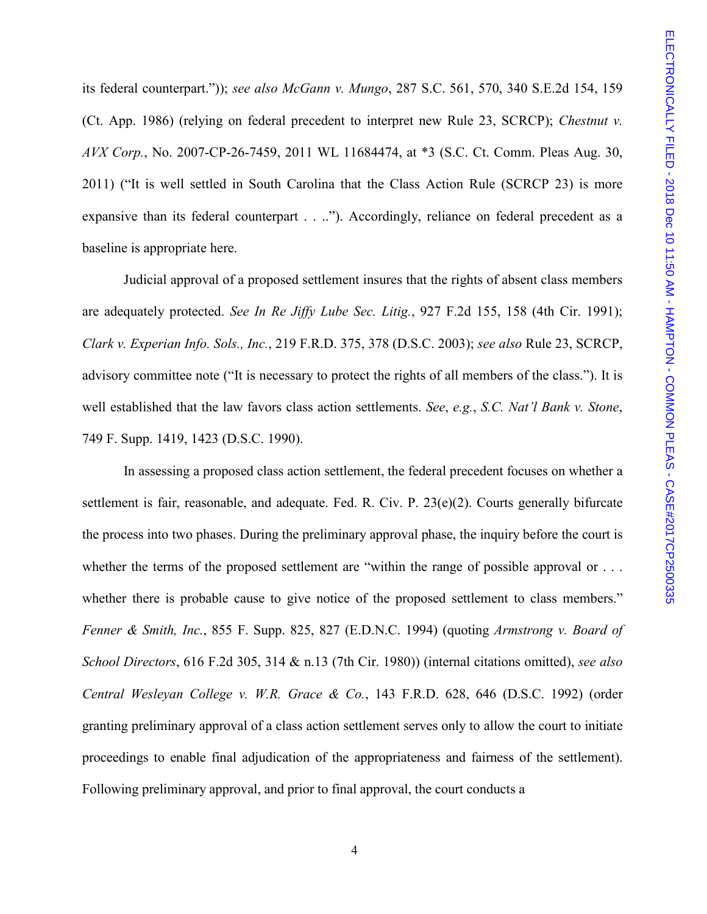its federal counterpart.")); *see also McGann v. Mungo*, 287 S.C. 561, 570, 340 S.E.2d 154, 159 (Ct. App. 1986) (relying on federal precedent to interpret new Rule 23, SCRCP); *Chestnut v. AVX Corp.*, No. 2007-CP-26-7459, 2011 WL 11684474, at *3 (S.C. Ct. Comm. Pleas Aug. 30, 2011) ("It is well settled in South Carolina that the Class Action Rule (SCRCP 23) is more expansive than its federal counterpart . . .."). Accordingly, reliance on federal precedent as a baseline is appropriate here.

Judicial approval of a proposed settlement insures that the rights of absent class members are adequately protected. *See In Re Jiffy Lube Sec. Litig.*, 927 F.2d 155, 158 (4th Cir. 1991); *Clark v. Experian Info. Sols., Inc.*, 219 F.R.D. 375, 378 (D.S.C. 2003); *see also* Rule 23, SCRCP, advisory committee note ("It is necessary to protect the rights of all members of the class."). It is well established that the law favors class action settlements. *See*, *e.g.*, *S.C. Nat'l Bank v. Stone*, 749 F. Supp. 1419, 1423 (D.S.C. 1990).

In assessing a proposed class action settlement, the federal precedent focuses on whether a settlement is fair, reasonable, and adequate. Fed. R. Civ. P. 23(e)(2). Courts generally bifurcate the process into two phases. During the preliminary approval phase, the inquiry before the court is whether the terms of the proposed settlement are "within the range of possible approval or . . . whether there is probable cause to give notice of the proposed settlement to class members." *Fenner & Smith, Inc.*, 855 F. Supp. 825, 827 (E.D.N.C. 1994) (quoting *Armstrong v. Board of School Directors*, 616 F.2d 305, 314 & n.13 (7th Cir. 1980)) (internal citations omitted), *see also Central Wesleyan College v. W.R. Grace & Co.*, 143 F.R.D. 628, 646 (D.S.C. 1992) (order granting preliminary approval of a class action settlement serves only to allow the court to initiate proceedings to enable final adjudication of the appropriateness and fairness of the settlement). Following preliminary approval, and prior to final approval, the court conducts a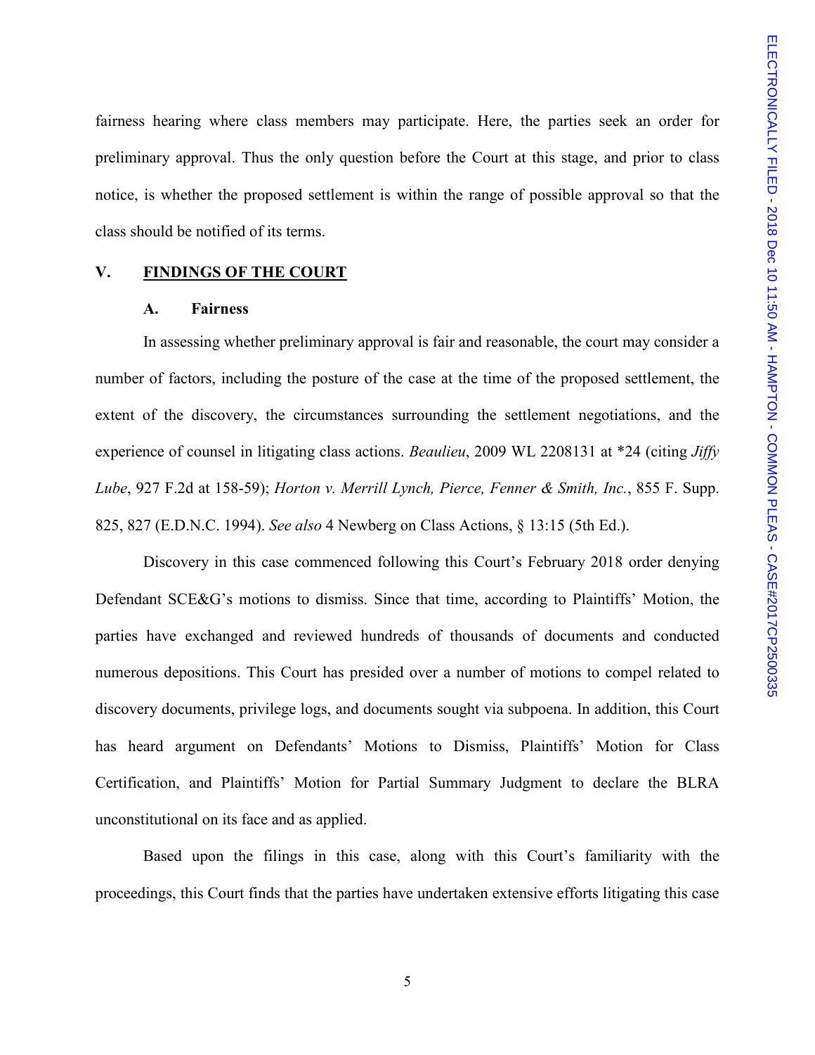fairness hearing where class members may participate. Here, the parties seek an order for preliminary approval. Thus the only question before the Court at this stage, and prior to class notice, is whether the proposed settlement is within the range of possible approval so that the class should be notified of its terms.

## V. <u>FINDINGS OF THE COURT</u>

### A. Fairness

In assessing whether preliminary approval is fair and reasonable, the court may consider a number of factors, including the posture of the case at the time of the proposed settlement, the extent of the discovery, the circumstances surrounding the settlement negotiations, and the experience of counsel in litigating class actions. *Beaulieu*, 2009 WL 2208131 at *24 (citing *Jiffy Lube*, 927 F.2d at 158-59); *Horton v. Merrill Lynch, Pierce, Fenner & Smith, Inc.*, 855 F. Supp. 825, 827 (E.D.N.C. 1994). *See also* 4 Newberg on Class Actions, § 13:15 (5th Ed.).

Discovery in this case commenced following this Court's February 2018 order denying Defendant SCE&G's motions to dismiss. Since that time, according to Plaintiffs' Motion, the parties have exchanged and reviewed hundreds of thousands of documents and conducted numerous depositions. This Court has presided over a number of motions to compel related to discovery documents, privilege logs, and documents sought via subpoena. In addition, this Court has heard argument on Defendants' Motions to Dismiss, Plaintiffs' Motion for Class Certification, and Plaintiffs' Motion for Partial Summary Judgment to declare the BLRA unconstitutional on its face and as applied.

Based upon the filings in this case, along with this Court's familiarity with the proceedings, this Court finds that the parties have undertaken extensive efforts litigating this case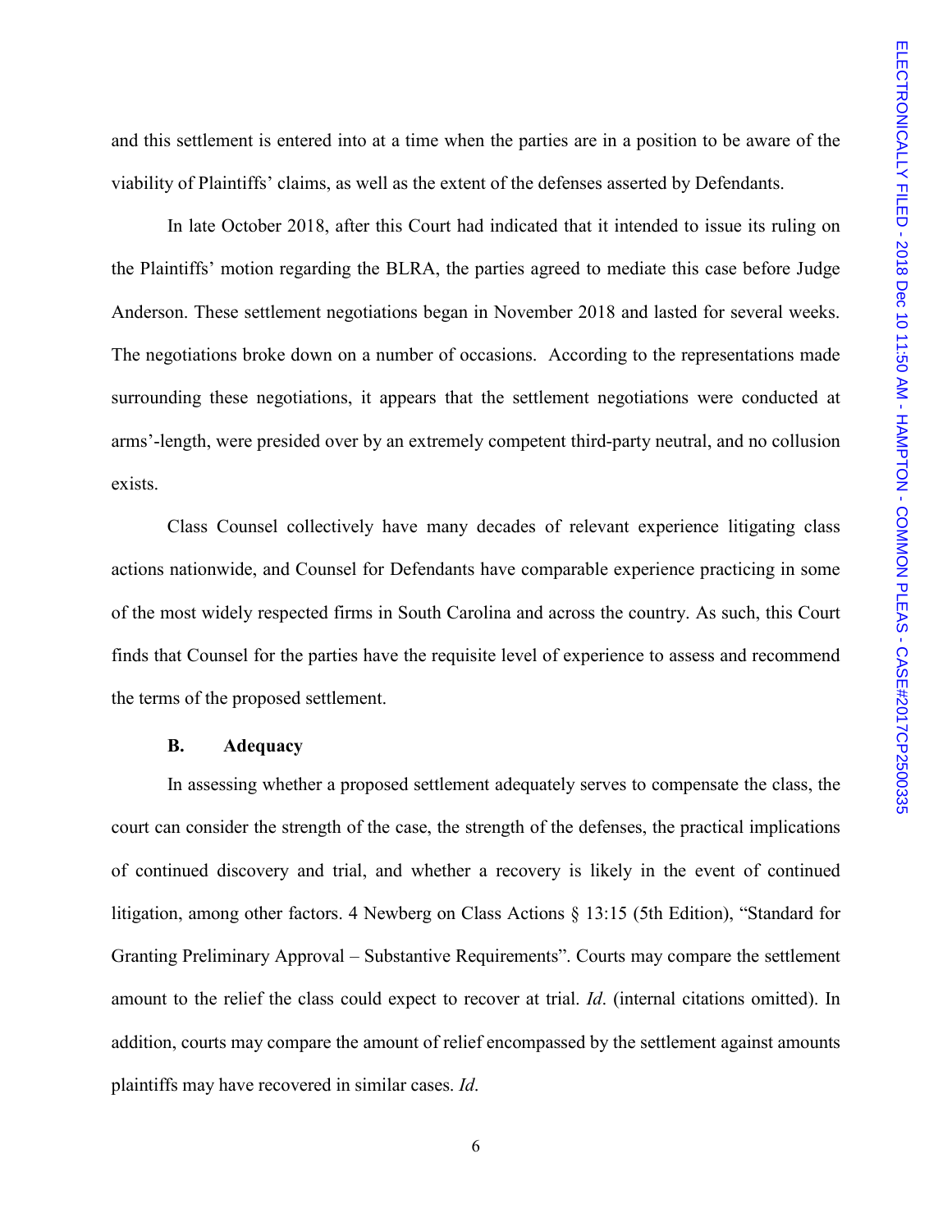and this settlement is entered into at a time when the parties are in a position to be aware of the viability of Plaintiffs' claims, as well as the extent of the defenses asserted by Defendants.

In late October 2018, after this Court had indicated that it intended to issue its ruling on the Plaintiffs' motion regarding the BLRA, the parties agreed to mediate this case before Judge Anderson. These settlement negotiations began in November 2018 and lasted for several weeks. The negotiations broke down on a number of occasions. According to the representations made surrounding these negotiations, it appears that the settlement negotiations were conducted at arms'-length, were presided over by an extremely competent third-party neutral, and no collusion exists.

Class Counsel collectively have many decades of relevant experience litigating class actions nationwide, and Counsel for Defendants have comparable experience practicing in some of the most widely respected firms in South Carolina and across the country. As such, this Court finds that Counsel for the parties have the requisite level of experience to assess and recommend the terms of the proposed settlement.

### B. Adequacy

In assessing whether a proposed settlement adequately serves to compensate the class, the court can consider the strength of the case, the strength of the defenses, the practical implications of continued discovery and trial, and whether a recovery is likely in the event of continued litigation, among other factors. 4 Newberg on Class Actions § 13:15 (5th Edition), "Standard for Granting Preliminary Approval – Substantive Requirements". Courts may compare the settlement amount to the relief the class could expect to recover at trial. *Id*. (internal citations omitted). In addition, courts may compare the amount of relief encompassed by the settlement against amounts plaintiffs may have recovered in similar cases. *Id*.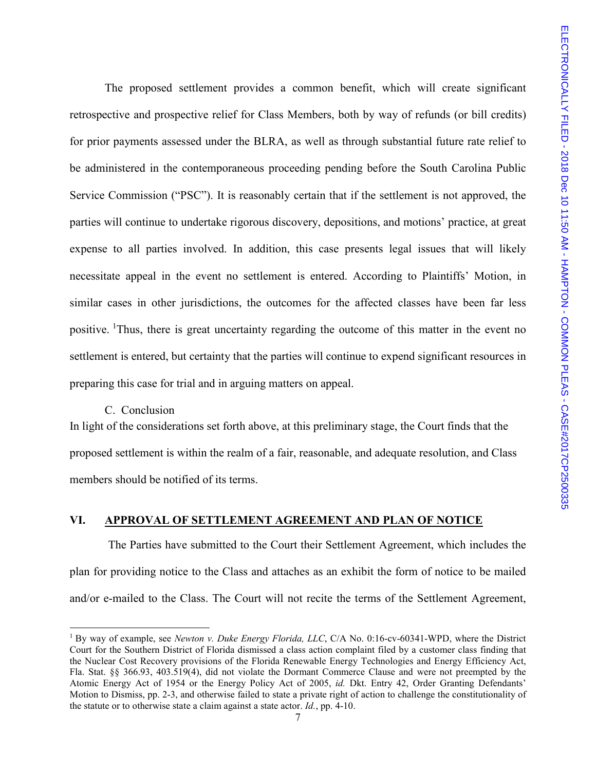The proposed settlement provides a common benefit, which will create significant retrospective and prospective relief for Class Members, both by way of refunds (or bill credits) for prior payments assessed under the BLRA, as well as through substantial future rate relief to be administered in the contemporaneous proceeding pending before the South Carolina Public Service Commission ("PSC"). It is reasonably certain that if the settlement is not approved, the parties will continue to undertake rigorous discovery, depositions, and motions' practice, at great expense to all parties involved. In addition, this case presents legal issues that will likely necessitate appeal in the event no settlement is entered. According to Plaintiffs' Motion, in similar cases in other jurisdictions, the outcomes for the affected classes have been far less positive. [1]Thus, there is great uncertainty regarding the outcome of this matter in the event no settlement is entered, but certainty that the parties will continue to expend significant resources in preparing this case for trial and in arguing matters on appeal.

C. Conclusion

In light of the considerations set forth above, at this preliminary stage, the Court finds that the proposed settlement is within the realm of a fair, reasonable, and adequate resolution, and Class members should be notified of its terms.

## VI. APPROVAL OF SETTLEMENT AGREEMENT AND PLAN OF NOTICE

The Parties have submitted to the Court their Settlement Agreement, which includes the plan for providing notice to the Class and attaches as an exhibit the form of notice to be mailed and/or e-mailed to the Class. The Court will not recite the terms of the Settlement Agreement,

---

[1] By way of example, see *Newton v. Duke Energy Florida, LLC*, C/A No. 0:16-cv-60341-WPD, where the District Court for the Southern District of Florida dismissed a class action complaint filed by a customer class finding that the Nuclear Cost Recovery provisions of the Florida Renewable Energy Technologies and Energy Efficiency Act, Fla. Stat. §§ 366.93, 403.519(4), did not violate the Dormant Commerce Clause and were not preempted by the Atomic Energy Act of 1954 or the Energy Policy Act of 2005, *id.* Dkt. Entry 42, Order Granting Defendants' Motion to Dismiss, pp. 2-3, and otherwise failed to state a private right of action to challenge the constitutionality of the statute or to otherwise state a claim against a state actor. *Id.*, pp. 4-10.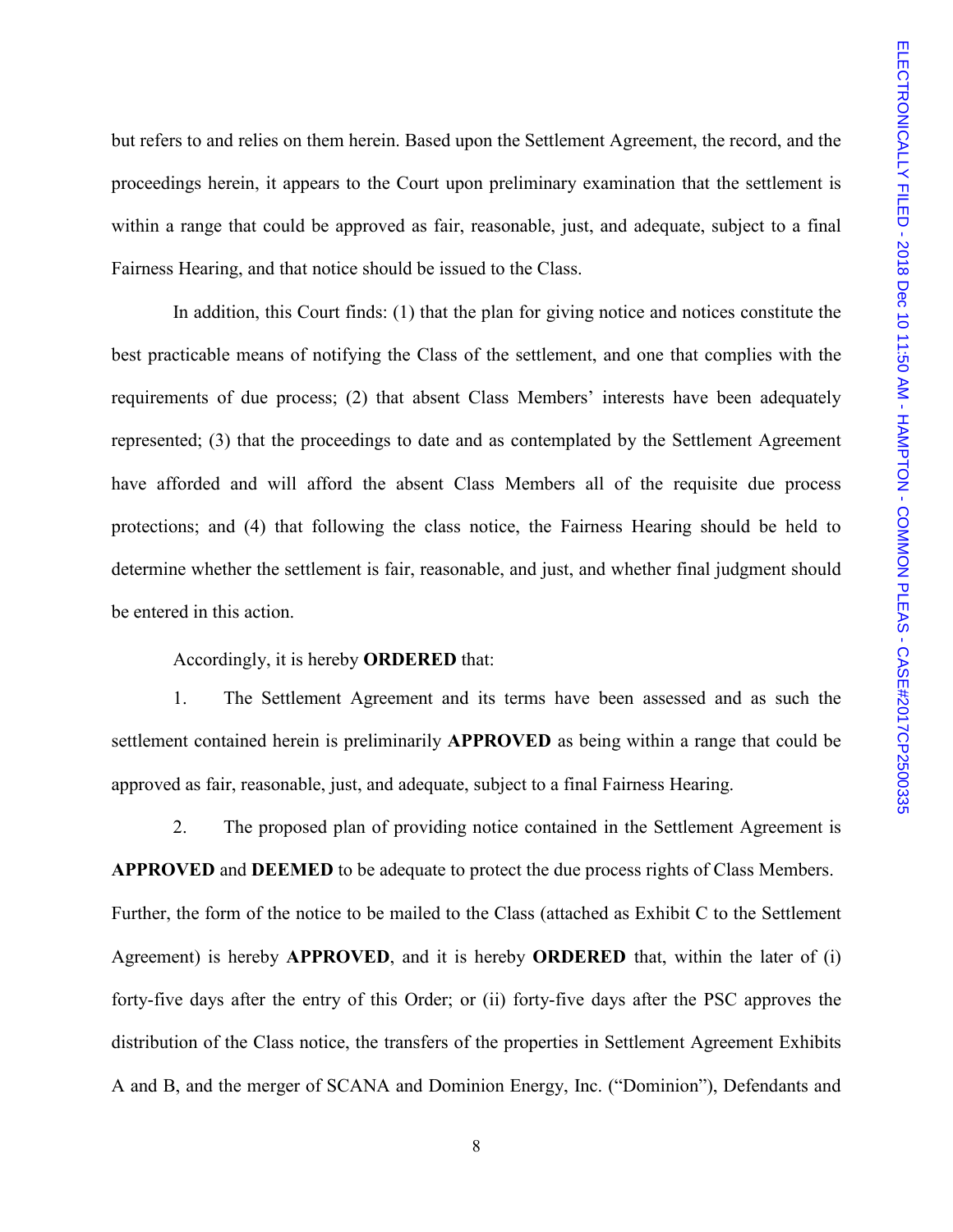but refers to and relies on them herein. Based upon the Settlement Agreement, the record, and the proceedings herein, it appears to the Court upon preliminary examination that the settlement is within a range that could be approved as fair, reasonable, just, and adequate, subject to a final Fairness Hearing, and that notice should be issued to the Class.

In addition, this Court finds: (1) that the plan for giving notice and notices constitute the best practicable means of notifying the Class of the settlement, and one that complies with the requirements of due process; (2) that absent Class Members' interests have been adequately represented; (3) that the proceedings to date and as contemplated by the Settlement Agreement have afforded and will afford the absent Class Members all of the requisite due process protections; and (4) that following the class notice, the Fairness Hearing should be held to determine whether the settlement is fair, reasonable, and just, and whether final judgment should be entered in this action.

Accordingly, it is hereby **ORDERED** that:

1. The Settlement Agreement and its terms have been assessed and as such the settlement contained herein is preliminarily **APPROVED** as being within a range that could be approved as fair, reasonable, just, and adequate, subject to a final Fairness Hearing.

2. The proposed plan of providing notice contained in the Settlement Agreement is **APPROVED** and **DEEMED** to be adequate to protect the due process rights of Class Members. Further, the form of the notice to be mailed to the Class (attached as Exhibit C to the Settlement Agreement) is hereby **APPROVED**, and it is hereby **ORDERED** that, within the later of (i) forty-five days after the entry of this Order; or (ii) forty-five days after the PSC approves the distribution of the Class notice, the transfers of the properties in Settlement Agreement Exhibits A and B, and the merger of SCANA and Dominion Energy, Inc. ("Dominion"), Defendants and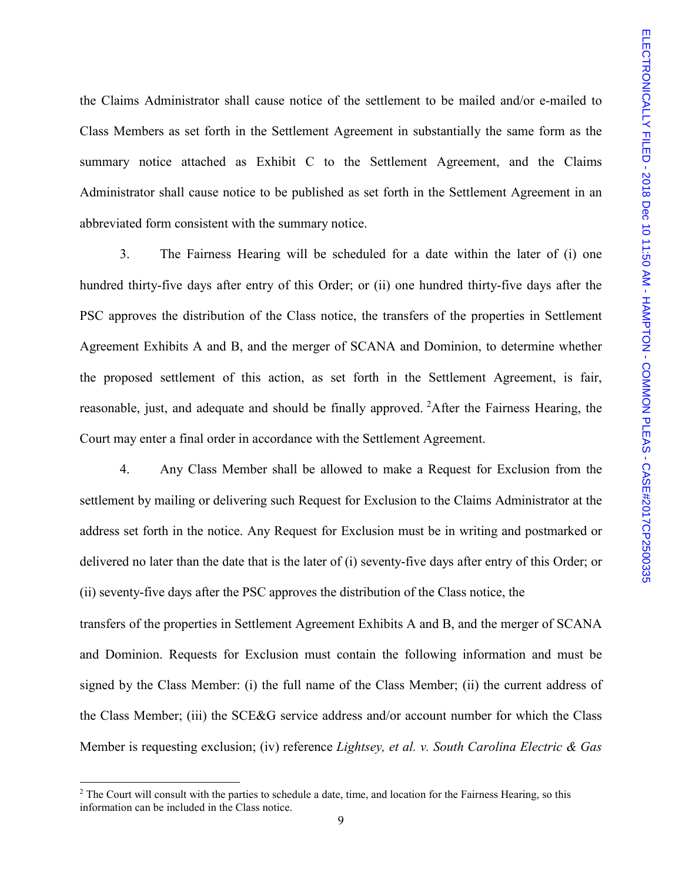the Claims Administrator shall cause notice of the settlement to be mailed and/or e-mailed to Class Members as set forth in the Settlement Agreement in substantially the same form as the summary notice attached as Exhibit C to the Settlement Agreement, and the Claims Administrator shall cause notice to be published as set forth in the Settlement Agreement in an abbreviated form consistent with the summary notice.

3. The Fairness Hearing will be scheduled for a date within the later of (i) one hundred thirty-five days after entry of this Order; or (ii) one hundred thirty-five days after the PSC approves the distribution of the Class notice, the transfers of the properties in Settlement Agreement Exhibits A and B, and the merger of SCANA and Dominion, to determine whether the proposed settlement of this action, as set forth in the Settlement Agreement, is fair, reasonable, just, and adequate and should be finally approved. [2]After the Fairness Hearing, the Court may enter a final order in accordance with the Settlement Agreement.

4. Any Class Member shall be allowed to make a Request for Exclusion from the settlement by mailing or delivering such Request for Exclusion to the Claims Administrator at the address set forth in the notice. Any Request for Exclusion must be in writing and postmarked or delivered no later than the date that is the later of (i) seventy-five days after entry of this Order; or (ii) seventy-five days after the PSC approves the distribution of the Class notice, the transfers of the properties in Settlement Agreement Exhibits A and B, and the merger of SCANA and Dominion. Requests for Exclusion must contain the following information and must be signed by the Class Member: (i) the full name of the Class Member; (ii) the current address of the Class Member; (iii) the SCE&G service address and/or account number for which the Class Member is requesting exclusion; (iv) reference *Lightsey, et al. v. South Carolina Electric & Gas*

[2] The Court will consult with the parties to schedule a date, time, and location for the Fairness Hearing, so this information can be included in the Class notice.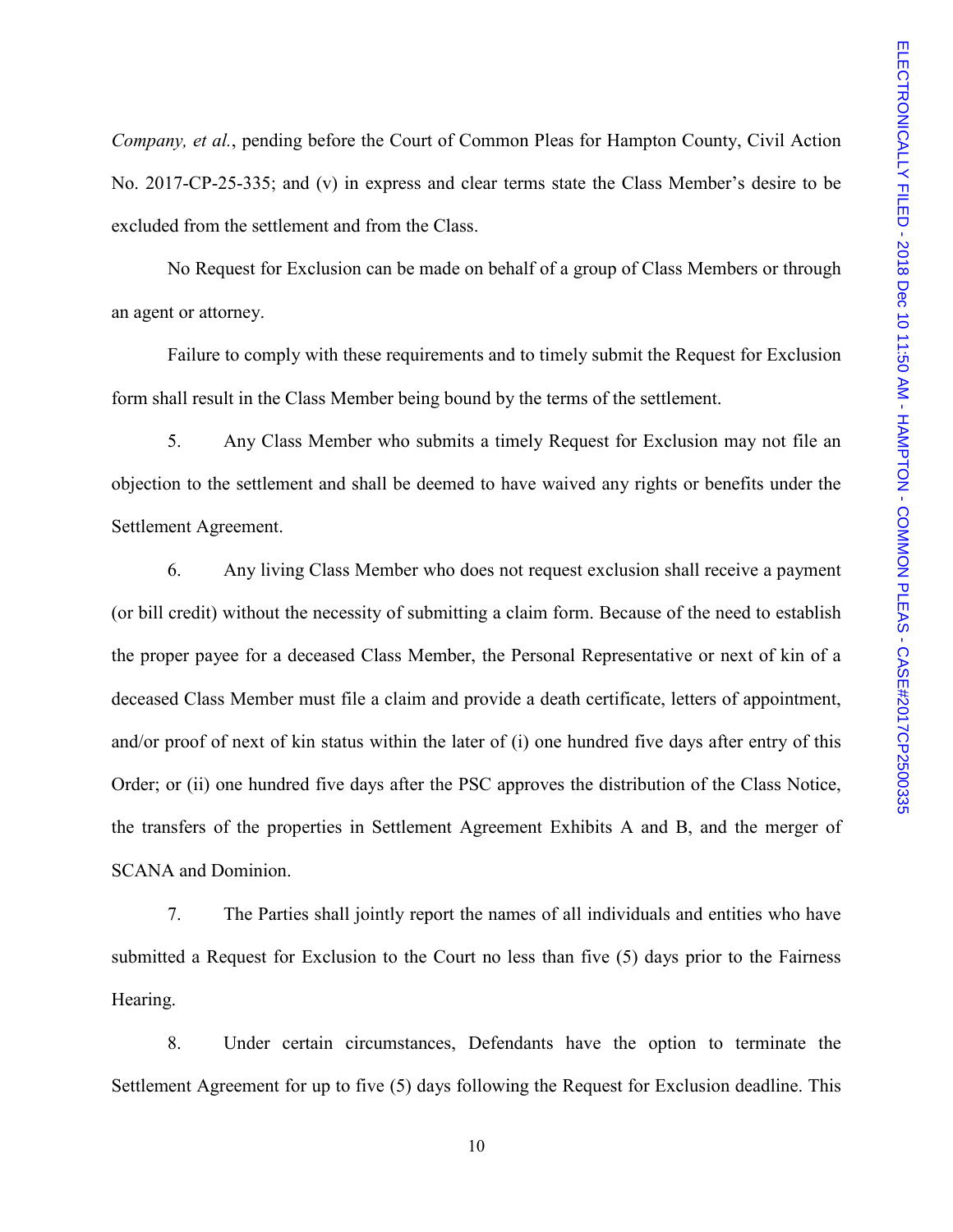*Company, et al.*, pending before the Court of Common Pleas for Hampton County, Civil Action No. 2017-CP-25-335; and (v) in express and clear terms state the Class Member's desire to be excluded from the settlement and from the Class.

No Request for Exclusion can be made on behalf of a group of Class Members or through an agent or attorney.

Failure to comply with these requirements and to timely submit the Request for Exclusion form shall result in the Class Member being bound by the terms of the settlement.

5. Any Class Member who submits a timely Request for Exclusion may not file an objection to the settlement and shall be deemed to have waived any rights or benefits under the Settlement Agreement.

6. Any living Class Member who does not request exclusion shall receive a payment (or bill credit) without the necessity of submitting a claim form. Because of the need to establish the proper payee for a deceased Class Member, the Personal Representative or next of kin of a deceased Class Member must file a claim and provide a death certificate, letters of appointment, and/or proof of next of kin status within the later of (i) one hundred five days after entry of this Order; or (ii) one hundred five days after the PSC approves the distribution of the Class Notice, the transfers of the properties in Settlement Agreement Exhibits A and B, and the merger of SCANA and Dominion.

7. The Parties shall jointly report the names of all individuals and entities who have submitted a Request for Exclusion to the Court no less than five (5) days prior to the Fairness Hearing.

8. Under certain circumstances, Defendants have the option to terminate the Settlement Agreement for up to five (5) days following the Request for Exclusion deadline. This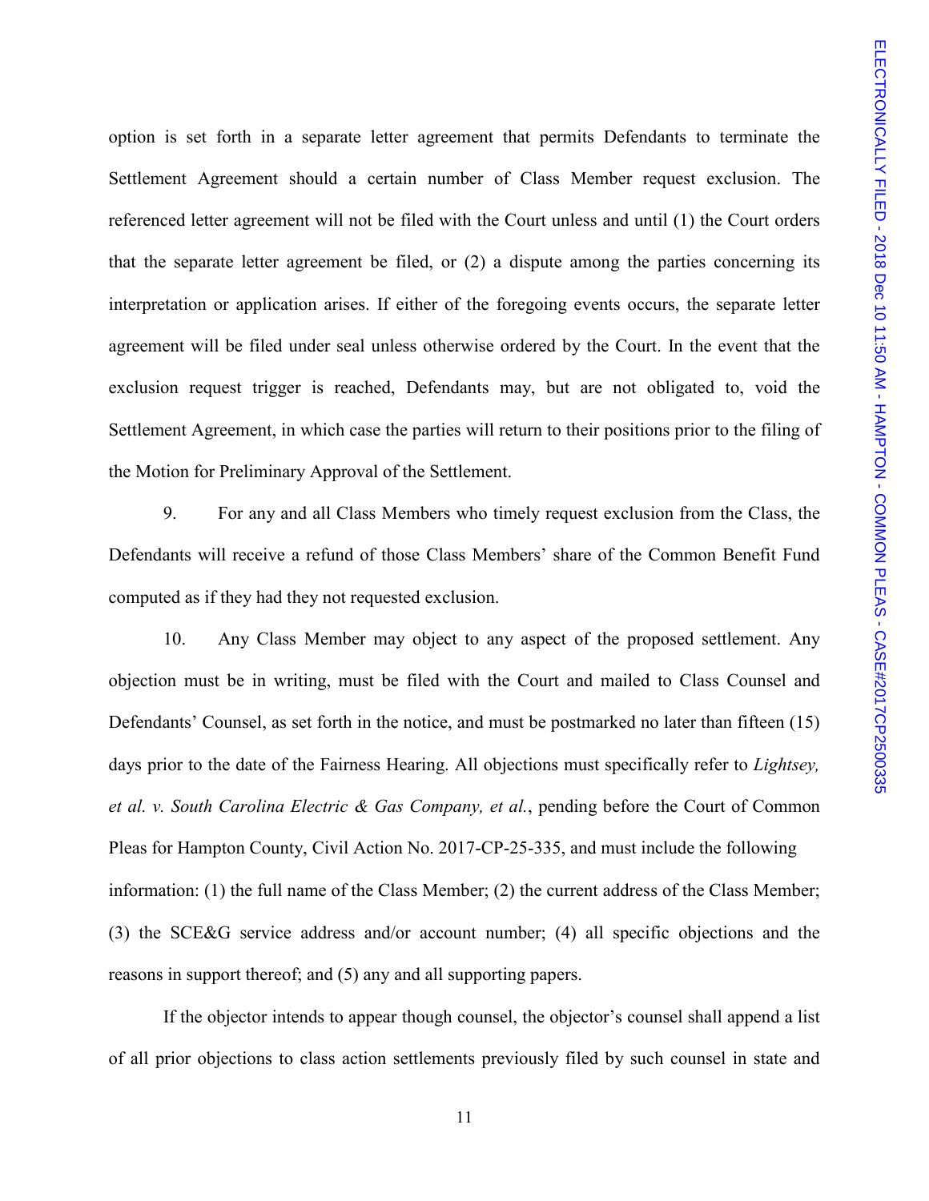option is set forth in a separate letter agreement that permits Defendants to terminate the Settlement Agreement should a certain number of Class Member request exclusion. The referenced letter agreement will not be filed with the Court unless and until (1) the Court orders that the separate letter agreement be filed, or (2) a dispute among the parties concerning its interpretation or application arises. If either of the foregoing events occurs, the separate letter agreement will be filed under seal unless otherwise ordered by the Court. In the event that the exclusion request trigger is reached, Defendants may, but are not obligated to, void the Settlement Agreement, in which case the parties will return to their positions prior to the filing of the Motion for Preliminary Approval of the Settlement.

9. For any and all Class Members who timely request exclusion from the Class, the Defendants will receive a refund of those Class Members' share of the Common Benefit Fund computed as if they had they not requested exclusion.

10. Any Class Member may object to any aspect of the proposed settlement. Any objection must be in writing, must be filed with the Court and mailed to Class Counsel and Defendants' Counsel, as set forth in the notice, and must be postmarked no later than fifteen (15) days prior to the date of the Fairness Hearing. All objections must specifically refer to *Lightsey, et al. v. South Carolina Electric & Gas Company, et al.*, pending before the Court of Common Pleas for Hampton County, Civil Action No. 2017-CP-25-335, and must include the following information: (1) the full name of the Class Member; (2) the current address of the Class Member; (3) the SCE&G service address and/or account number; (4) all specific objections and the reasons in support thereof; and (5) any and all supporting papers.

If the objector intends to appear though counsel, the objector's counsel shall append a list of all prior objections to class action settlements previously filed by such counsel in state and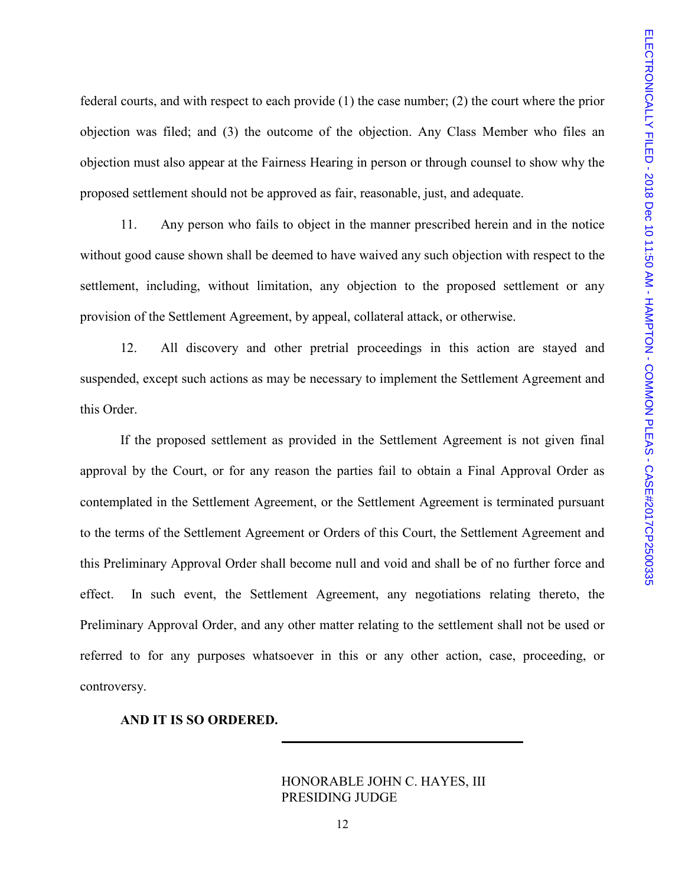federal courts, and with respect to each provide (1) the case number; (2) the court where the prior objection was filed; and (3) the outcome of the objection. Any Class Member who files an objection must also appear at the Fairness Hearing in person or through counsel to show why the proposed settlement should not be approved as fair, reasonable, just, and adequate.

11. Any person who fails to object in the manner prescribed herein and in the notice without good cause shown shall be deemed to have waived any such objection with respect to the settlement, including, without limitation, any objection to the proposed settlement or any provision of the Settlement Agreement, by appeal, collateral attack, or otherwise.

12. All discovery and other pretrial proceedings in this action are stayed and suspended, except such actions as may be necessary to implement the Settlement Agreement and this Order.

If the proposed settlement as provided in the Settlement Agreement is not given final approval by the Court, or for any reason the parties fail to obtain a Final Approval Order as contemplated in the Settlement Agreement, or the Settlement Agreement is terminated pursuant to the terms of the Settlement Agreement or Orders of this Court, the Settlement Agreement and this Preliminary Approval Order shall become null and void and shall be of no further force and effect. In such event, the Settlement Agreement, any negotiations relating thereto, the Preliminary Approval Order, and any other matter relating to the settlement shall not be used or referred to for any purposes whatsoever in this or any other action, case, proceeding, or controversy.

**AND IT IS SO ORDERED.**

\_\_\_\_\_\_\_\_\_\_\_\_\_\_\_\_\_\_\_\_\_\_\_\_\_\_\_\_\_\_\_\_

HONORABLE JOHN C. HAYES, III
PRESIDING JUDGE

ELECTRONICALLY FILED - 2018 Dec 10 11:50 AM - HAMPTON - COMMON PLEAS - CASE#2017CP2500335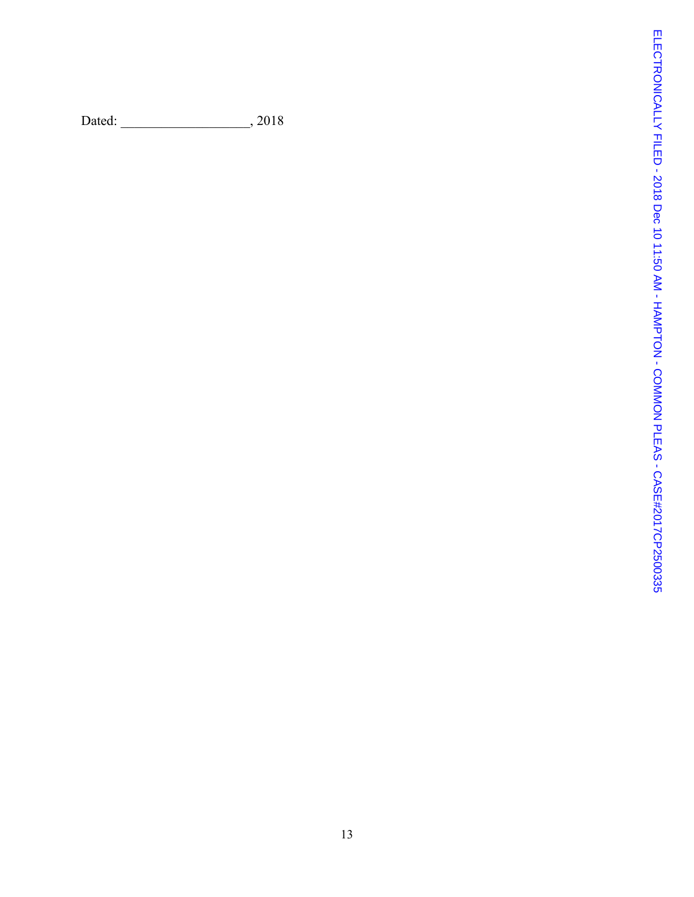Dated: ___________________, 2018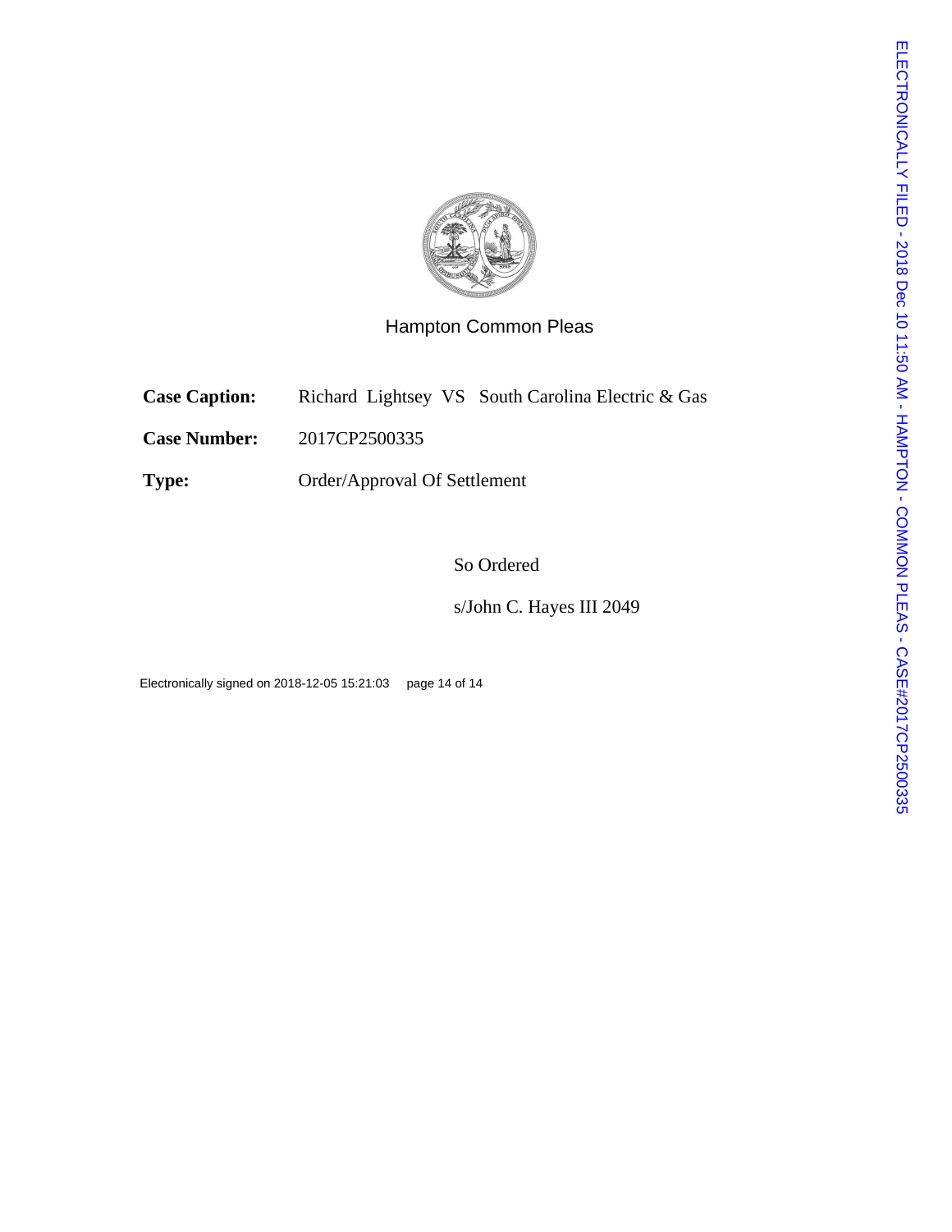Hampton Common Pleas

**Case Caption:** Richard Lightsey VS South Carolina Electric & Gas

**Case Number:** 2017CP2500335

**Type:** Order/Approval Of Settlement

So Ordered

s/John C. Hayes III 2049

Electronically signed on 2018-12-05 15:21:03